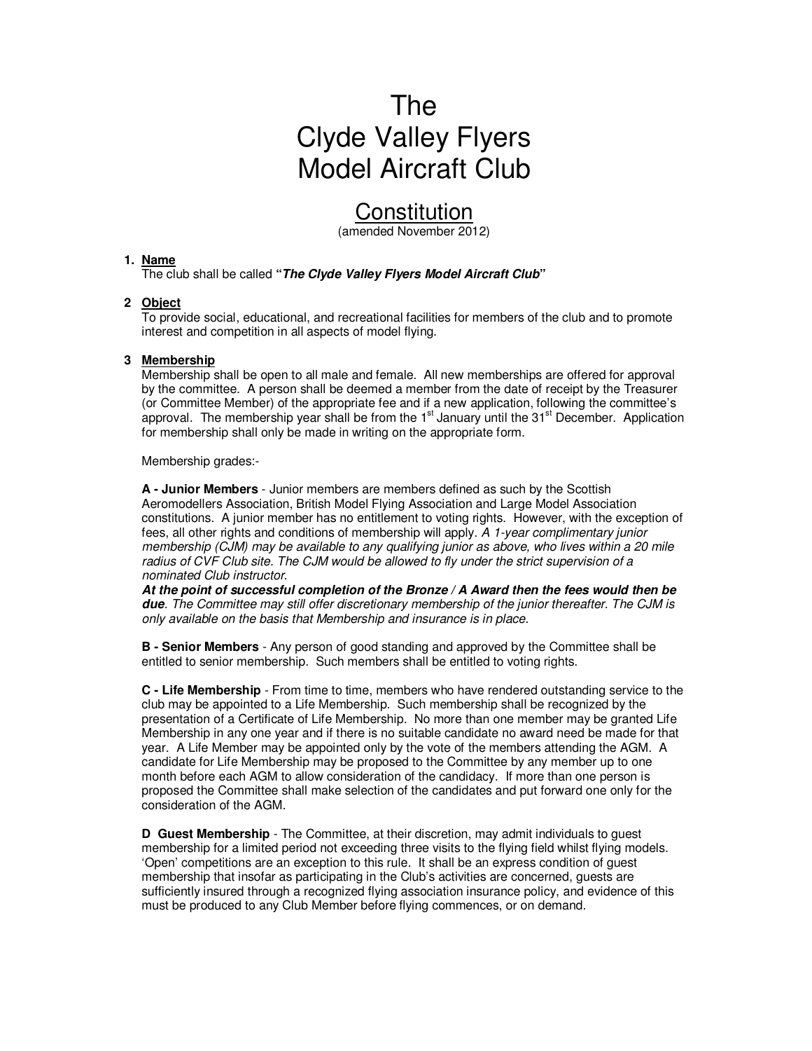# The Clyde Valley Flyers Model Aircraft Club

## Constitution

(amended November 2012)

1. **Name**

   The club shall be called **"*The Clyde Valley Flyers Model Aircraft Club*"**

2. **Object**

   To provide social, educational, and recreational facilities for members of the club and to promote interest and competition in all aspects of model flying.

3. **Membership**

   Membership shall be open to all male and female. All new memberships are offered for approval by the committee. A person shall be deemed a member from the date of receipt by the Treasurer (or Committee Member) of the appropriate fee and if a new application, following the committee's approval. The membership year shall be from the 1st January until the 31st December. Application for membership shall only be made in writing on the appropriate form.

   Membership grades:-

   **A - Junior Members** - Junior members are members defined as such by the Scottish Aeromodellers Association, British Model Flying Association and Large Model Association constitutions. A junior member has no entitlement to voting rights. However, with the exception of fees, all other rights and conditions of membership will apply. *A 1-year complimentary junior membership (CJM) may be available to any qualifying junior as above, who lives within a 20 mile radius of CVF Club site. The CJM would be allowed to fly under the strict supervision of a nominated Club instructor.*

   ***At the point of successful completion of the Bronze / A Award then the fees would then be due****. The Committee may still offer discretionary membership of the junior thereafter. The CJM is only available on the basis that Membership and insurance is in place.*

   **B - Senior Members** - Any person of good standing and approved by the Committee shall be entitled to senior membership. Such members shall be entitled to voting rights.

   **C - Life Membership** - From time to time, members who have rendered outstanding service to the club may be appointed to a Life Membership. Such membership shall be recognized by the presentation of a Certificate of Life Membership. No more than one member may be granted Life Membership in any one year and if there is no suitable candidate no award need be made for that year. A Life Member may be appointed only by the vote of the members attending the AGM. A candidate for Life Membership may be proposed to the Committee by any member up to one month before each AGM to allow consideration of the candidacy. If more than one person is proposed the Committee shall make selection of the candidates and put forward one only for the consideration of the AGM.

   **D Guest Membership** - The Committee, at their discretion, may admit individuals to guest membership for a limited period not exceeding three visits to the flying field whilst flying models. 'Open' competitions are an exception to this rule. It shall be an express condition of guest membership that insofar as participating in the Club's activities are concerned, guests are sufficiently insured through a recognized flying association insurance policy, and evidence of this must be produced to any Club Member before flying commences, or on demand.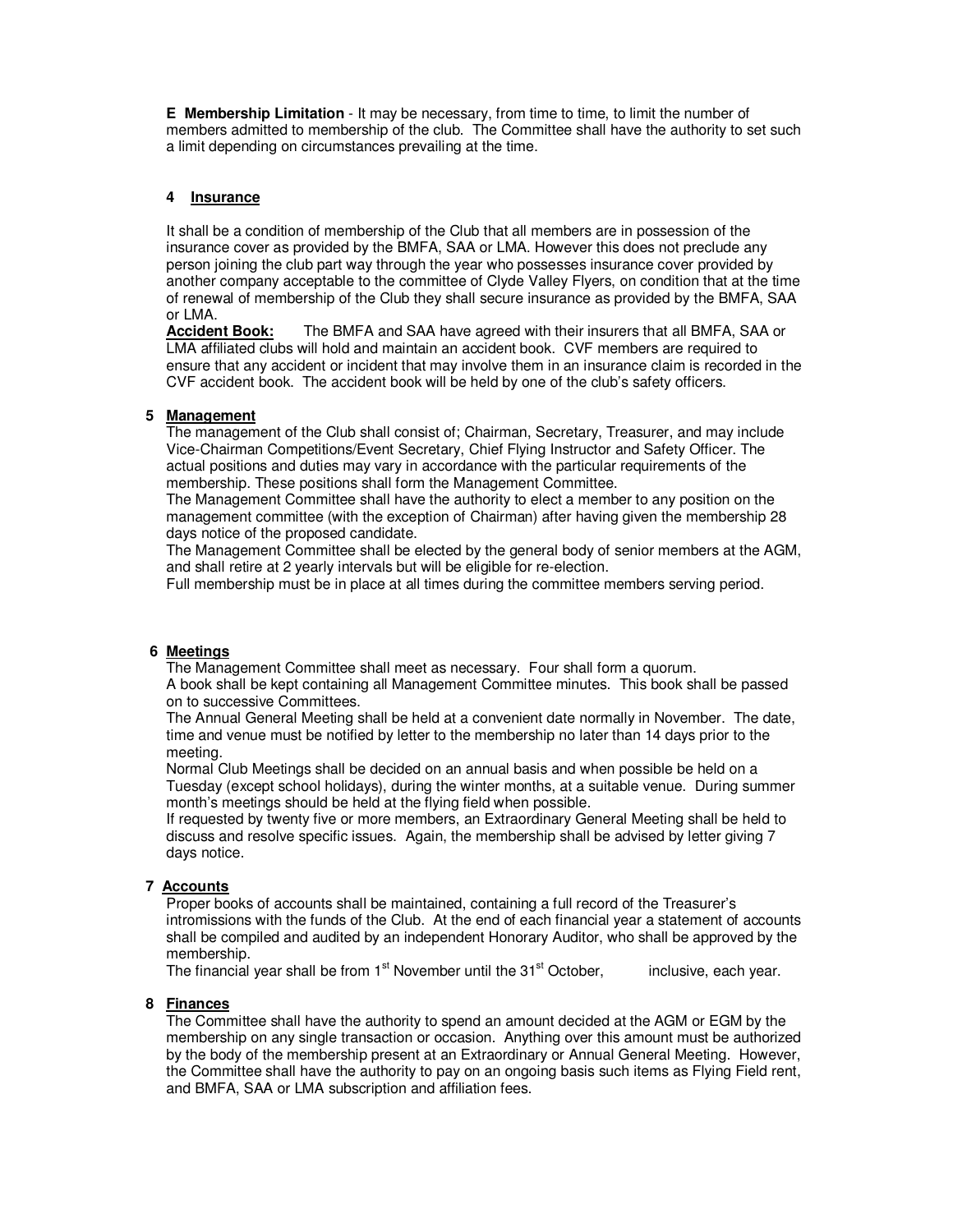**E Membership Limitation** - It may be necessary, from time to time, to limit the number of members admitted to membership of the club. The Committee shall have the authority to set such a limit depending on circumstances prevailing at the time.

## 4 <u>Insurance</u>

It shall be a condition of membership of the Club that all members are in possession of the insurance cover as provided by the BMFA, SAA or LMA. However this does not preclude any person joining the club part way through the year who possesses insurance cover provided by another company acceptable to the committee of Clyde Valley Flyers, on condition that at the time of renewal of membership of the Club they shall secure insurance as provided by the BMFA, SAA or LMA.

**<u>Accident Book:</u>** The BMFA and SAA have agreed with their insurers that all BMFA, SAA or LMA affiliated clubs will hold and maintain an accident book. CVF members are required to ensure that any accident or incident that may involve them in an insurance claim is recorded in the CVF accident book. The accident book will be held by one of the club's safety officers.

## 5 <u>Management</u>

The management of the Club shall consist of; Chairman, Secretary, Treasurer, and may include Vice-Chairman Competitions/Event Secretary, Chief Flying Instructor and Safety Officer. The actual positions and duties may vary in accordance with the particular requirements of the membership. These positions shall form the Management Committee.

The Management Committee shall have the authority to elect a member to any position on the management committee (with the exception of Chairman) after having given the membership 28 days notice of the proposed candidate.

The Management Committee shall be elected by the general body of senior members at the AGM, and shall retire at 2 yearly intervals but will be eligible for re-election.

Full membership must be in place at all times during the committee members serving period.

## 6 <u>Meetings</u>

The Management Committee shall meet as necessary. Four shall form a quorum.

A book shall be kept containing all Management Committee minutes. This book shall be passed on to successive Committees.

The Annual General Meeting shall be held at a convenient date normally in November. The date, time and venue must be notified by letter to the membership no later than 14 days prior to the meeting.

Normal Club Meetings shall be decided on an annual basis and when possible be held on a Tuesday (except school holidays), during the winter months, at a suitable venue. During summer month's meetings should be held at the flying field when possible.

If requested by twenty five or more members, an Extraordinary General Meeting shall be held to discuss and resolve specific issues. Again, the membership shall be advised by letter giving 7 days notice.

## 7 <u>Accounts</u>

Proper books of accounts shall be maintained, containing a full record of the Treasurer's intromissions with the funds of the Club. At the end of each financial year a statement of accounts shall be compiled and audited by an independent Honorary Auditor, who shall be approved by the membership.

The financial year shall be from 1st November until the 31st October, inclusive, each year.

## 8 <u>Finances</u>

The Committee shall have the authority to spend an amount decided at the AGM or EGM by the membership on any single transaction or occasion. Anything over this amount must be authorized by the body of the membership present at an Extraordinary or Annual General Meeting. However, the Committee shall have the authority to pay on an ongoing basis such items as Flying Field rent, and BMFA, SAA or LMA subscription and affiliation fees.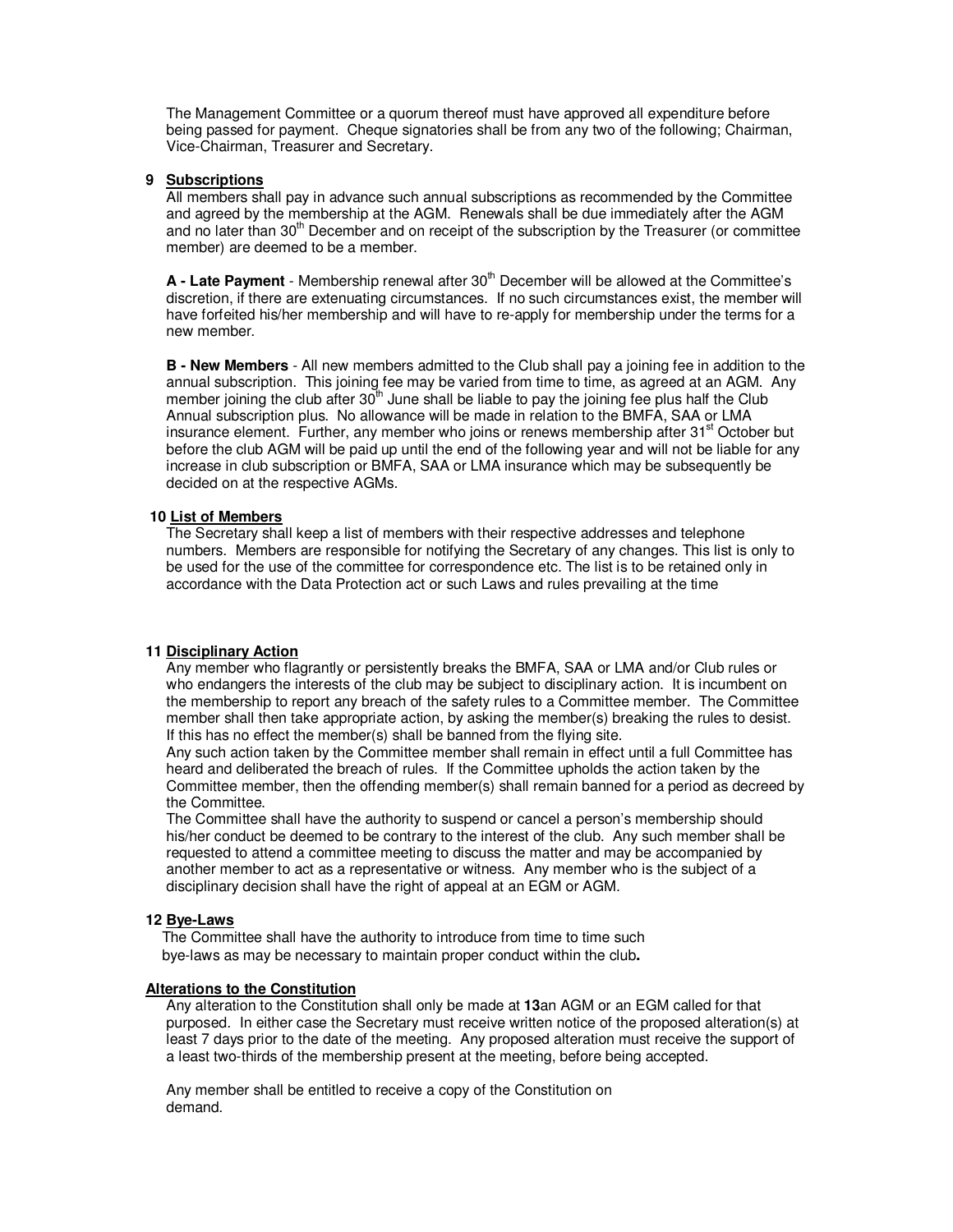The Management Committee or a quorum thereof must have approved all expenditure before being passed for payment. Cheque signatories shall be from any two of the following; Chairman, Vice-Chairman, Treasurer and Secretary.

**9 <u>Subscriptions</u>**

All members shall pay in advance such annual subscriptions as recommended by the Committee and agreed by the membership at the AGM. Renewals shall be due immediately after the AGM and no later than 30th December and on receipt of the subscription by the Treasurer (or committee member) are deemed to be a member.

**A - Late Payment** - Membership renewal after 30th December will be allowed at the Committee's discretion, if there are extenuating circumstances. If no such circumstances exist, the member will have forfeited his/her membership and will have to re-apply for membership under the terms for a new member.

**B - New Members** - All new members admitted to the Club shall pay a joining fee in addition to the annual subscription. This joining fee may be varied from time to time, as agreed at an AGM. Any member joining the club after 30th June shall be liable to pay the joining fee plus half the Club Annual subscription plus. No allowance will be made in relation to the BMFA, SAA or LMA insurance element. Further, any member who joins or renews membership after 31st October but before the club AGM will be paid up until the end of the following year and will not be liable for any increase in club subscription or BMFA, SAA or LMA insurance which may be subsequently be decided on at the respective AGMs.

**10 <u>List of Members</u>**

The Secretary shall keep a list of members with their respective addresses and telephone numbers. Members are responsible for notifying the Secretary of any changes. This list is only to be used for the use of the committee for correspondence etc. The list is to be retained only in accordance with the Data Protection act or such Laws and rules prevailing at the time

**11 <u>Disciplinary Action</u>**

Any member who flagrantly or persistently breaks the BMFA, SAA or LMA and/or Club rules or who endangers the interests of the club may be subject to disciplinary action. It is incumbent on the membership to report any breach of the safety rules to a Committee member. The Committee member shall then take appropriate action, by asking the member(s) breaking the rules to desist. If this has no effect the member(s) shall be banned from the flying site.

Any such action taken by the Committee member shall remain in effect until a full Committee has heard and deliberated the breach of rules. If the Committee upholds the action taken by the Committee member, then the offending member(s) shall remain banned for a period as decreed by the Committee.

The Committee shall have the authority to suspend or cancel a person's membership should his/her conduct be deemed to be contrary to the interest of the club. Any such member shall be requested to attend a committee meeting to discuss the matter and may be accompanied by another member to act as a representative or witness. Any member who is the subject of a disciplinary decision shall have the right of appeal at an EGM or AGM.

**12 <u>Bye-Laws</u>**

The Committee shall have the authority to introduce from time to time such bye-laws as may be necessary to maintain proper conduct within the club**.**

**<u>Alterations to the Constitution</u>**

Any alteration to the Constitution shall only be made at **13**an AGM or an EGM called for that purposed. In either case the Secretary must receive written notice of the proposed alteration(s) at least 7 days prior to the date of the meeting. Any proposed alteration must receive the support of a least two-thirds of the membership present at the meeting, before being accepted.

Any member shall be entitled to receive a copy of the Constitution on demand.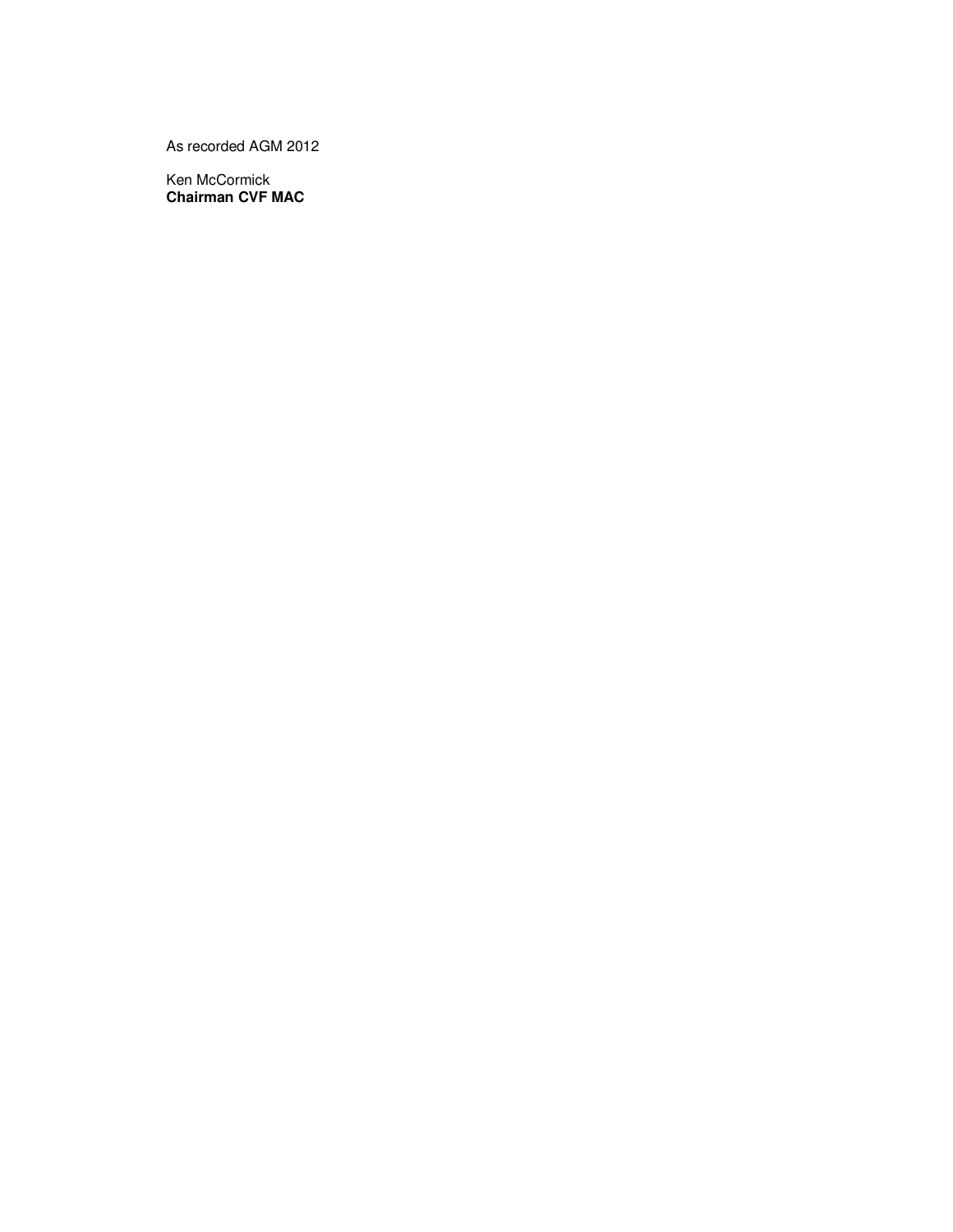As recorded AGM 2012

Ken McCormick
**Chairman CVF MAC**